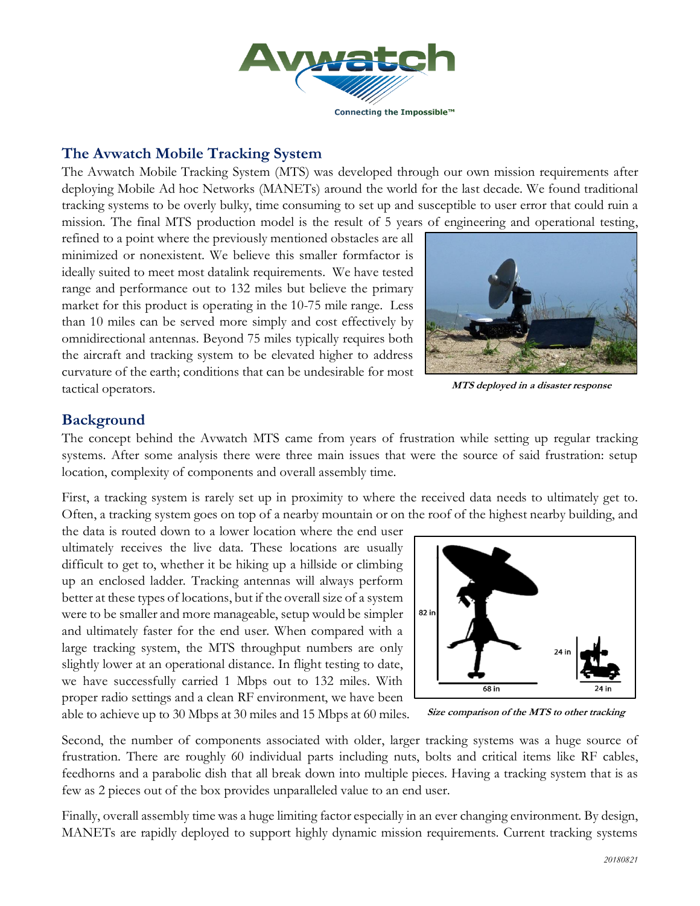Avwatch

Connecting the Impossible™

## The Avwatch Mobile Tracking System

The Avwatch Mobile Tracking System (MTS) was developed through our own mission requirements after deploying Mobile Ad hoc Networks (MANETs) around the world for the last decade. We found traditional tracking systems to be overly bulky, time consuming to set up and susceptible to user error that could ruin a mission. The final MTS production model is the result of 5 years of engineering and operational testing, refined to a point where the previously mentioned obstacles are all minimized or nonexistent. We believe this smaller formfactor is ideally suited to meet most datalink requirements. We have tested range and performance out to 132 miles but believe the primary market for this product is operating in the 10-75 mile range. Less than 10 miles can be served more simply and cost effectively by omnidirectional antennas. Beyond 75 miles typically requires both the aircraft and tracking system to be elevated higher to address curvature of the earth; conditions that can be undesirable for most tactical operators.

***MTS deployed in a disaster response***

## Background

The concept behind the Avwatch MTS came from years of frustration while setting up regular tracking systems. After some analysis there were three main issues that were the source of said frustration: setup location, complexity of components and overall assembly time.

First, a tracking system is rarely set up in proximity to where the received data needs to ultimately get to. Often, a tracking system goes on top of a nearby mountain or on the roof of the highest nearby building, and the data is routed down to a lower location where the end user ultimately receives the live data. These locations are usually difficult to get to, whether it be hiking up a hillside or climbing up an enclosed ladder. Tracking antennas will always perform better at these types of locations, but if the overall size of a system were to be smaller and more manageable, setup would be simpler and ultimately faster for the end user. When compared with a large tracking system, the MTS throughput numbers are only slightly lower at an operational distance. In flight testing to date, we have successfully carried 1 Mbps out to 132 miles. With proper radio settings and a clean RF environment, we have been able to achieve up to 30 Mbps at 30 miles and 15 Mbps at 60 miles.

82 in

68 in

24 in

24 in

***Size comparison of the MTS to other tracking***

Second, the number of components associated with older, larger tracking systems was a huge source of frustration. There are roughly 60 individual parts including nuts, bolts and critical items like RF cables, feedhorns and a parabolic dish that all break down into multiple pieces. Having a tracking system that is as few as 2 pieces out of the box provides unparalleled value to an end user.

Finally, overall assembly time was a huge limiting factor especially in an ever changing environment. By design, MANETs are rapidly deployed to support highly dynamic mission requirements. Current tracking systems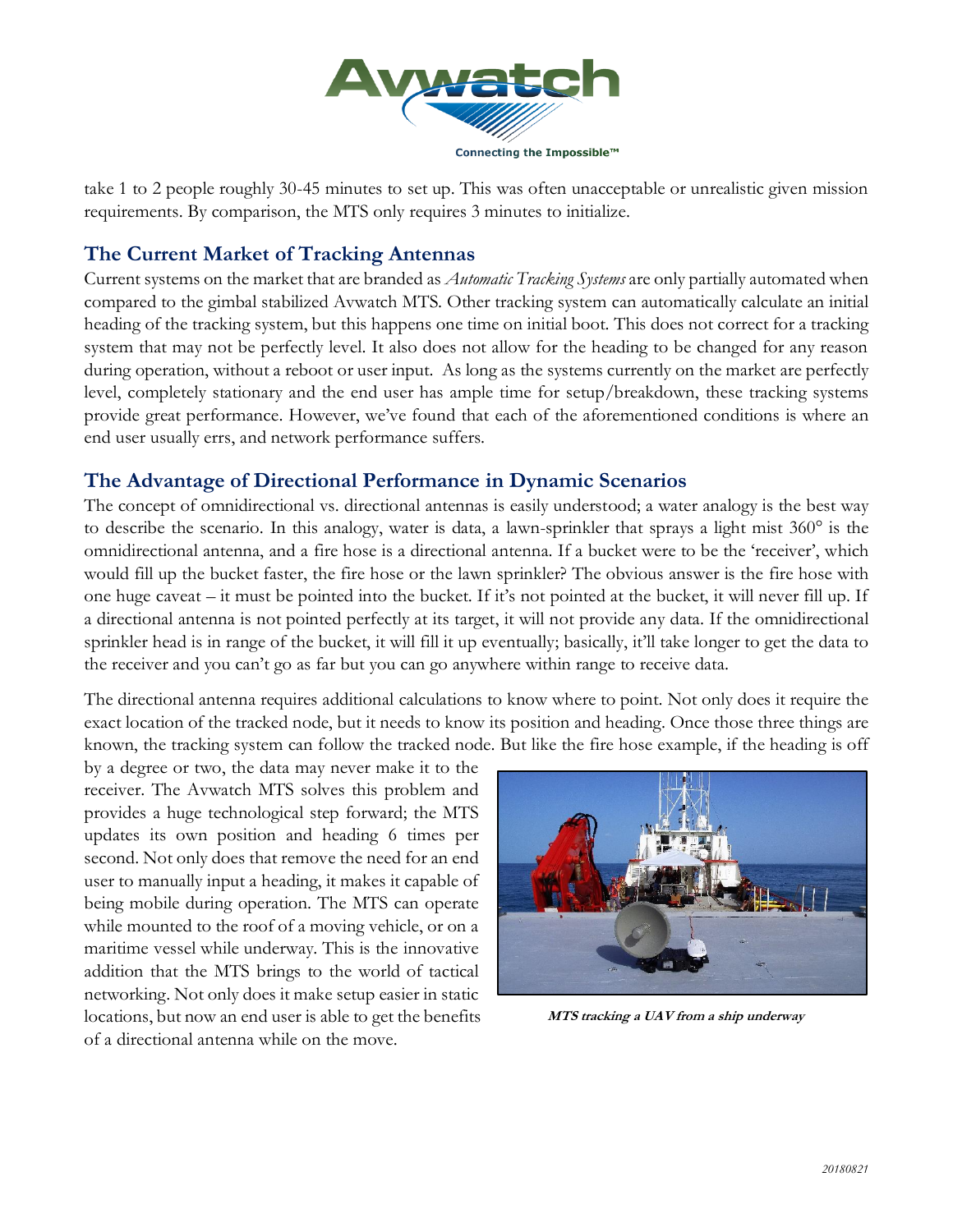take 1 to 2 people roughly 30-45 minutes to set up. This was often unacceptable or unrealistic given mission requirements. By comparison, the MTS only requires 3 minutes to initialize.

## The Current Market of Tracking Antennas

Current systems on the market that are branded as *Automatic Tracking Systems* are only partially automated when compared to the gimbal stabilized Avwatch MTS. Other tracking system can automatically calculate an initial heading of the tracking system, but this happens one time on initial boot. This does not correct for a tracking system that may not be perfectly level. It also does not allow for the heading to be changed for any reason during operation, without a reboot or user input. As long as the systems currently on the market are perfectly level, completely stationary and the end user has ample time for setup/breakdown, these tracking systems provide great performance. However, we've found that each of the aforementioned conditions is where an end user usually errs, and network performance suffers.

## The Advantage of Directional Performance in Dynamic Scenarios

The concept of omnidirectional vs. directional antennas is easily understood; a water analogy is the best way to describe the scenario. In this analogy, water is data, a lawn-sprinkler that sprays a light mist 360° is the omnidirectional antenna, and a fire hose is a directional antenna. If a bucket were to be the 'receiver', which would fill up the bucket faster, the fire hose or the lawn sprinkler? The obvious answer is the fire hose with one huge caveat – it must be pointed into the bucket. If it's not pointed at the bucket, it will never fill up. If a directional antenna is not pointed perfectly at its target, it will not provide any data. If the omnidirectional sprinkler head is in range of the bucket, it will fill it up eventually; basically, it'll take longer to get the data to the receiver and you can't go as far but you can go anywhere within range to receive data.

The directional antenna requires additional calculations to know where to point. Not only does it require the exact location of the tracked node, but it needs to know its position and heading. Once those three things are known, the tracking system can follow the tracked node. But like the fire hose example, if the heading is off by a degree or two, the data may never make it to the receiver. The Avwatch MTS solves this problem and provides a huge technological step forward; the MTS updates its own position and heading 6 times per second. Not only does that remove the need for an end user to manually input a heading, it makes it capable of being mobile during operation. The MTS can operate while mounted to the roof of a moving vehicle, or on a maritime vessel while underway. This is the innovative addition that the MTS brings to the world of tactical networking. Not only does it make setup easier in static locations, but now an end user is able to get the benefits of a directional antenna while on the move.

***MTS tracking a UAV from a ship underway***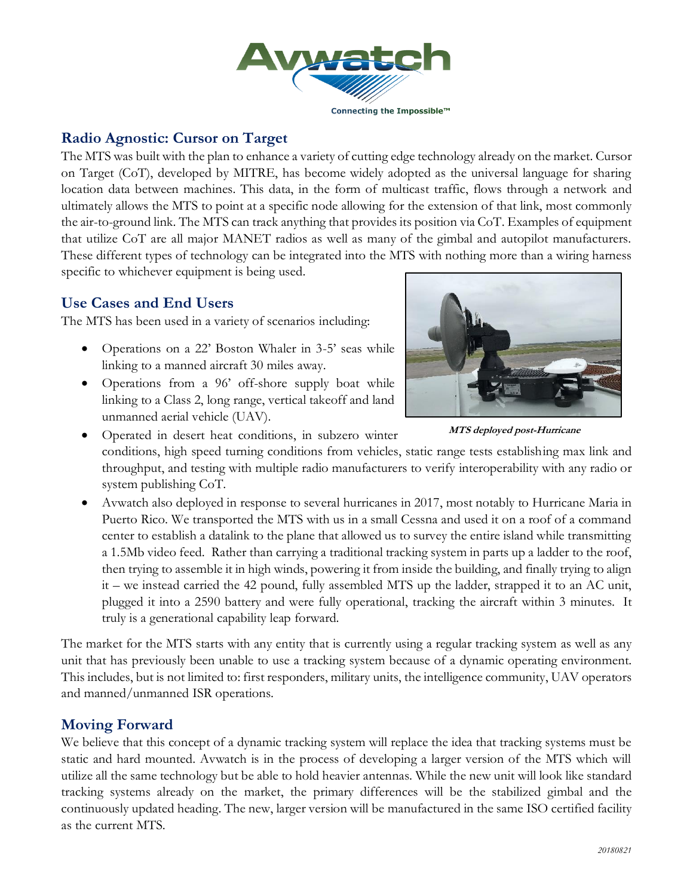## Radio Agnostic: Cursor on Target

The MTS was built with the plan to enhance a variety of cutting edge technology already on the market. Cursor on Target (CoT), developed by MITRE, has become widely adopted as the universal language for sharing location data between machines. This data, in the form of multicast traffic, flows through a network and ultimately allows the MTS to point at a specific node allowing for the extension of that link, most commonly the air-to-ground link. The MTS can track anything that provides its position via CoT. Examples of equipment that utilize CoT are all major MANET radios as well as many of the gimbal and autopilot manufacturers. These different types of technology can be integrated into the MTS with nothing more than a wiring harness specific to whichever equipment is being used.

## Use Cases and End Users

The MTS has been used in a variety of scenarios including:

- Operations on a 22' Boston Whaler in 3-5' seas while linking to a manned aircraft 30 miles away.
- Operations from a 96' off-shore supply boat while linking to a Class 2, long range, vertical takeoff and land unmanned aerial vehicle (UAV).
- Operated in desert heat conditions, in subzero winter conditions, high speed turning conditions from vehicles, static range tests establishing max link and throughput, and testing with multiple radio manufacturers to verify interoperability with any radio or system publishing CoT.
- Avwatch also deployed in response to several hurricanes in 2017, most notably to Hurricane Maria in Puerto Rico. We transported the MTS with us in a small Cessna and used it on a roof of a command center to establish a datalink to the plane that allowed us to survey the entire island while transmitting a 1.5Mb video feed. Rather than carrying a traditional tracking system in parts up a ladder to the roof, then trying to assemble it in high winds, powering it from inside the building, and finally trying to align it – we instead carried the 42 pound, fully assembled MTS up the ladder, strapped it to an AC unit, plugged it into a 2590 battery and were fully operational, tracking the aircraft within 3 minutes. It truly is a generational capability leap forward.

***MTS deployed post-Hurricane***

The market for the MTS starts with any entity that is currently using a regular tracking system as well as any unit that has previously been unable to use a tracking system because of a dynamic operating environment. This includes, but is not limited to: first responders, military units, the intelligence community, UAV operators and manned/unmanned ISR operations.

## Moving Forward

We believe that this concept of a dynamic tracking system will replace the idea that tracking systems must be static and hard mounted. Avwatch is in the process of developing a larger version of the MTS which will utilize all the same technology but be able to hold heavier antennas. While the new unit will look like standard tracking systems already on the market, the primary differences will be the stabilized gimbal and the continuously updated heading. The new, larger version will be manufactured in the same ISO certified facility as the current MTS.

*20180821*